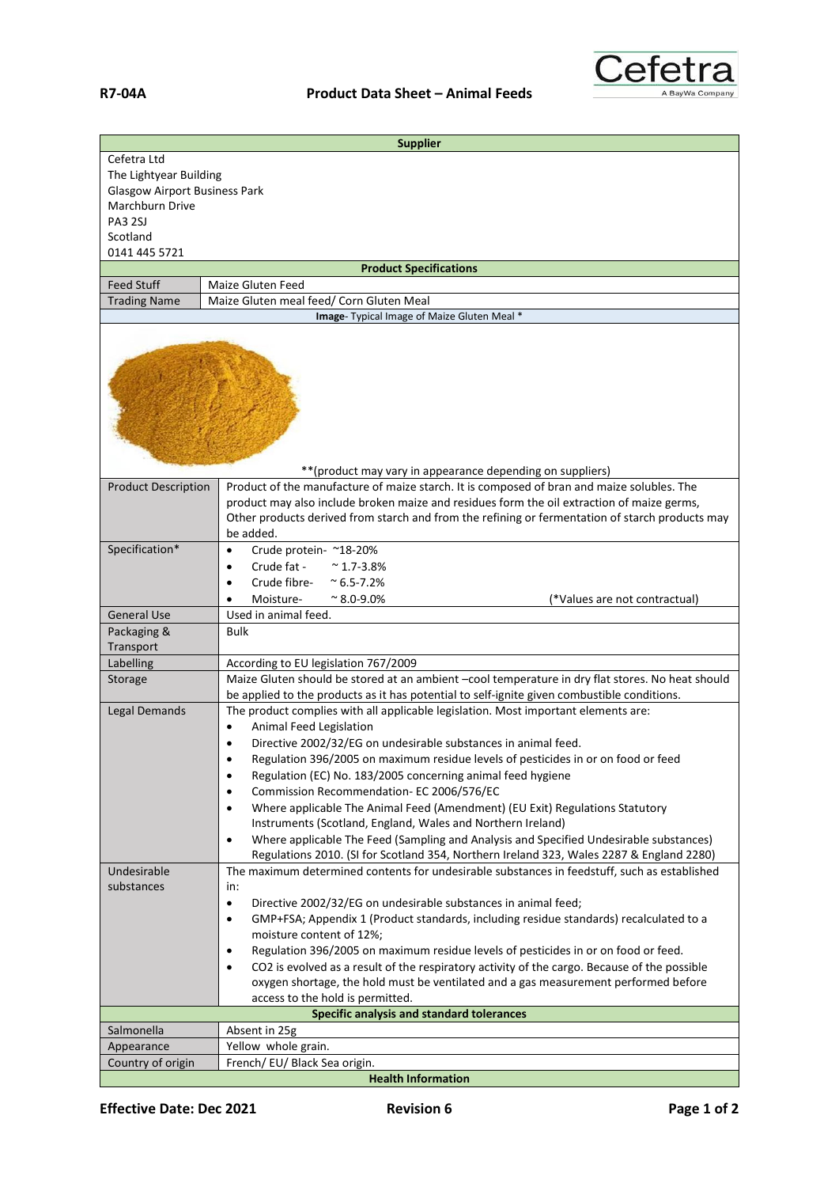**R7-04A** **Product Data Sheet – Animal Feeds**

Cefetra
A BayWa Company

| Supplier | |
|---|---|
| Cefetra Ltd<br>The Lightyear Building<br>Glasgow Airport Business Park<br>Marchburn Drive<br>PA3 2SJ<br>Scotland<br>0141 445 5721 | |
| **Product Specifications** | |
| Feed Stuff | Maize Gluten Feed |
| Trading Name | Maize Gluten meal feed/ Corn Gluten Meal |
| **Image**- Typical Image of Maize Gluten Meal * | |
| **(product may vary in appearance depending on suppliers) | |
| Product Description | Product of the manufacture of maize starch. It is composed of bran and maize solubles. The product may also include broken maize and residues form the oil extraction of maize germs, Other products derived from starch and from the refining or fermentation of starch products may be added. |
| Specification* | • Crude protein- ~18-20%<br>• Crude fat - ~ 1.7-3.8%<br>• Crude fibre- ~ 6.5-7.2%<br>• Moisture- ~ 8.0-9.0% (*Values are not contractual) |
| General Use | Used in animal feed. |
| Packaging & Transport | Bulk |
| Labelling | According to EU legislation 767/2009 |
| Storage | Maize Gluten should be stored at an ambient –cool temperature in dry flat stores. No heat should be applied to the products as it has potential to self-ignite given combustible conditions. |
| Legal Demands | The product complies with all applicable legislation. Most important elements are:<br>• Animal Feed Legislation<br>• Directive 2002/32/EG on undesirable substances in animal feed.<br>• Regulation 396/2005 on maximum residue levels of pesticides in or on food or feed<br>• Regulation (EC) No. 183/2005 concerning animal feed hygiene<br>• Commission Recommendation- EC 2006/576/EC<br>• Where applicable The Animal Feed (Amendment) (EU Exit) Regulations Statutory Instruments (Scotland, England, Wales and Northern Ireland)<br>• Where applicable The Feed (Sampling and Analysis and Specified Undesirable substances) Regulations 2010. (SI for Scotland 354, Northern Ireland 323, Wales 2287 & England 2280) |
| Undesirable substances | The maximum determined contents for undesirable substances in feedstuff, such as established in:<br>• Directive 2002/32/EG on undesirable substances in animal feed;<br>• GMP+FSA; Appendix 1 (Product standards, including residue standards) recalculated to a moisture content of 12%;<br>• Regulation 396/2005 on maximum residue levels of pesticides in or on food or feed.<br>• $CO_2$ is evolved as a result of the respiratory activity of the cargo. Because of the possible oxygen shortage, the hold must be ventilated and a gas measurement performed before access to the hold is permitted. |
| **Specific analysis and standard tolerances** | |
| Salmonella | Absent in 25g |
| Appearance | Yellow whole grain. |
| Country of origin | French/ EU/ Black Sea origin. |
| **Health Information** | |

**Effective Date: Dec 2021** **Revision 6**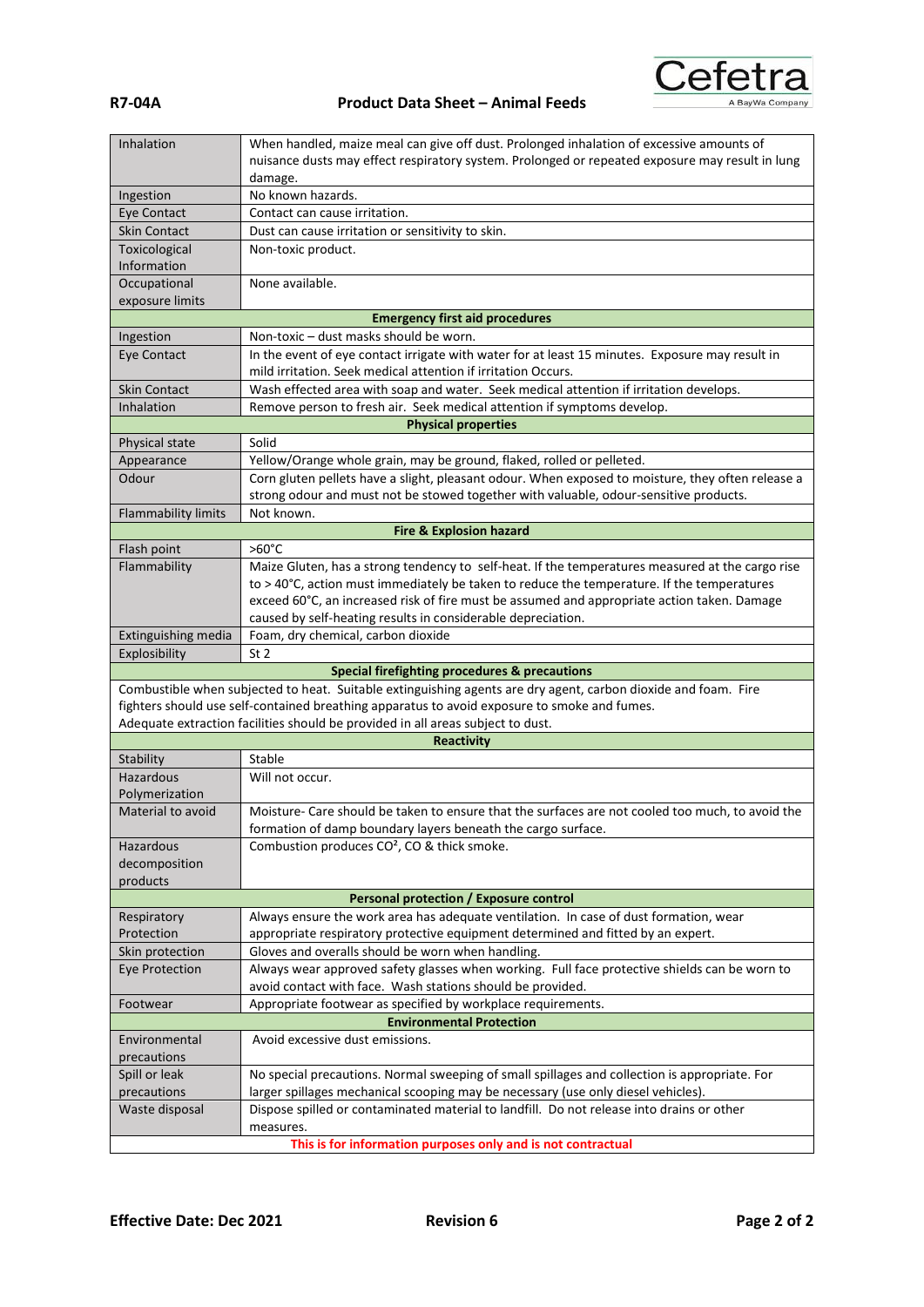| | |
|---|---|
| Inhalation | When handled, maize meal can give off dust. Prolonged inhalation of excessive amounts of nuisance dusts may effect respiratory system. Prolonged or repeated exposure may result in lung damage. |
| Ingestion | No known hazards. |
| Eye Contact | Contact can cause irritation. |
| Skin Contact | Dust can cause irritation or sensitivity to skin. |
| Toxicological Information | Non-toxic product. |
| Occupational exposure limits | None available. |
| **Emergency first aid procedures** | |
| Ingestion | Non-toxic – dust masks should be worn. |
| Eye Contact | In the event of eye contact irrigate with water for at least 15 minutes. Exposure may result in mild irritation. Seek medical attention if irritation Occurs. |
| Skin Contact | Wash effected area with soap and water. Seek medical attention if irritation develops. |
| Inhalation | Remove person to fresh air. Seek medical attention if symptoms develop. |
| **Physical properties** | |
| Physical state | Solid |
| Appearance | Yellow/Orange whole grain, may be ground, flaked, rolled or pelleted. |
| Odour | Corn gluten pellets have a slight, pleasant odour. When exposed to moisture, they often release a strong odour and must not be stowed together with valuable, odour-sensitive products. |
| Flammability limits | Not known. |
| **Fire & Explosion hazard** | |
| Flash point | >60°C |
| Flammability | Maize Gluten, has a strong tendency to self-heat. If the temperatures measured at the cargo rise to > 40°C, action must immediately be taken to reduce the temperature. If the temperatures exceed 60°C, an increased risk of fire must be assumed and appropriate action taken. Damage caused by self-heating results in considerable depreciation. |
| Extinguishing media | Foam, dry chemical, carbon dioxide |
| Explosibility | St 2 |
| **Special firefighting procedures & precautions** | |
| Combustible when subjected to heat. Suitable extinguishing agents are dry agent, carbon dioxide and foam. Fire fighters should use self-contained breathing apparatus to avoid exposure to smoke and fumes. Adequate extraction facilities should be provided in all areas subject to dust. | |
| **Reactivity** | |
| Stability | Stable |
| Hazardous Polymerization | Will not occur. |
| Material to avoid | Moisture- Care should be taken to ensure that the surfaces are not cooled too much, to avoid the formation of damp boundary layers beneath the cargo surface. |
| Hazardous decomposition products | Combustion produces $CO^2$, CO & thick smoke. |
| **Personal protection / Exposure control** | |
| Respiratory Protection | Always ensure the work area has adequate ventilation. In case of dust formation, wear appropriate respiratory protective equipment determined and fitted by an expert. |
| Skin protection | Gloves and overalls should be worn when handling. |
| Eye Protection | Always wear approved safety glasses when working. Full face protective shields can be worn to avoid contact with face. Wash stations should be provided. |
| Footwear | Appropriate footwear as specified by workplace requirements. |
| **Environmental Protection** | |
| Environmental precautions | Avoid excessive dust emissions. |
| Spill or leak precautions | No special precautions. Normal sweeping of small spillages and collection is appropriate. For larger spillages mechanical scooping may be necessary (use only diesel vehicles). |
| Waste disposal | Dispose spilled or contaminated material to landfill. Do not release into drains or other measures. |

**This is for information purposes only and is not contractual**

**Effective Date: Dec 2021** **Revision 6**